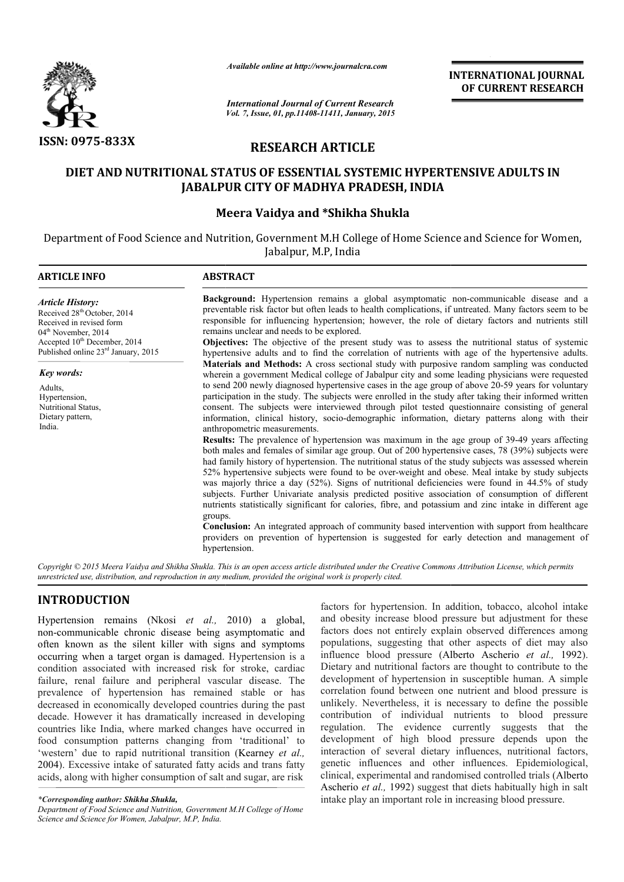ISSN: 0975-833X

*Available online at http://www.journalcra.com*

*International Journal of Current Research*
*Vol. 7, Issue, 01, pp.11408-11411, January, 2015*

**INTERNATIONAL JOURNAL OF CURRENT RESEARCH**

## RESEARCH ARTICLE

# DIET AND NUTRITIONAL STATUS OF ESSENTIAL SYSTEMIC HYPERTENSIVE ADULTS IN JABALPUR CITY OF MADHYA PRADESH, INDIA

### Meera Vaidya and *Shikha Shukla

Department of Food Science and Nutrition, Government M.H College of Home Science and Science for Women, Jabalpur, M.P, India

**ARTICLE INFO**

*Article History:*
Received 28th October, 2014
Received in revised form
04th November, 2014
Accepted 10th December, 2014
Published online 23rd January, 2015

*Key words:*
Adults,
Hypertension,
Nutritional Status,
Dietary pattern,
India.

**ABSTRACT**

**Background:** Hypertension remains a global asymptomatic non-communicable disease and a preventable risk factor but often leads to health complications, if untreated. Many factors seem to be responsible for influencing hypertension; however, the role of dietary factors and nutrients still remains unclear and needs to be explored.

**Objectives:** The objective of the present study was to assess the nutritional status of systemic hypertensive adults and to find the correlation of nutrients with age of the hypertensive adults.

**Materials and Methods:** A cross sectional study with purposive random sampling was conducted wherein a government Medical college of Jabalpur city and some leading physicians were requested to send 200 newly diagnosed hypertensive cases in the age group of above 20-59 years for voluntary participation in the study. The subjects were enrolled in the study after taking their informed written consent. The subjects were interviewed through pilot tested questionnaire consisting of general information, clinical history, socio-demographic information, dietary patterns along with their anthropometric measurements.

**Results:** The prevalence of hypertension was maximum in the age group of 39-49 years affecting both males and females of similar age group. Out of 200 hypertensive cases, 78 (39%) subjects were had family history of hypertension. The nutritional status of the study subjects was assessed wherein 52% hypertensive subjects were found to be over-weight and obese. Meal intake by study subjects was majorly thrice a day (52%). Signs of nutritional deficiencies were found in 44.5% of study subjects. Further Univariate analysis predicted positive association of consumption of different nutrients statistically significant for calories, fibre, and potassium and zinc intake in different age groups.

**Conclusion:** An integrated approach of community based intervention with support from healthcare providers on prevention of hypertension is suggested for early detection and management of hypertension.

*Copyright © 2015 Meera Vaidya and Shikha Shukla. This is an open access article distributed under the Creative Commons Attribution License, which permits unrestricted use, distribution, and reproduction in any medium, provided the original work is properly cited.*

## INTRODUCTION

Hypertension remains (Nkosi *et al.,* 2010) a global, non-communicable chronic disease being asymptomatic and often known as the silent killer with signs and symptoms occurring when a target organ is damaged. Hypertension is a condition associated with increased risk for stroke, cardiac failure, renal failure and peripheral vascular disease. The prevalence of hypertension has remained stable or has decreased in economically developed countries during the past decade. However it has dramatically increased in developing countries like India, where marked changes have occurred in food consumption patterns changing from 'traditional' to 'western' due to rapid nutritional transition (Kearney *et al.,* 2004). Excessive intake of saturated fatty acids and trans fatty acids, along with higher consumption of salt and sugar, are risk factors for hypertension. In addition, tobacco, alcohol intake and obesity increase blood pressure but adjustment for these factors does not entirely explain observed differences among populations, suggesting that other aspects of diet may also influence blood pressure (Alberto Ascherio *et al.,* 1992). Dietary and nutritional factors are thought to contribute to the development of hypertension in susceptible human. A simple correlation found between one nutrient and blood pressure is unlikely. Nevertheless, it is necessary to define the possible contribution of individual nutrients to blood pressure regulation. The evidence currently suggests that the development of high blood pressure depends upon the interaction of several dietary influences, nutritional factors, genetic influences and other influences. Epidemiological, clinical, experimental and randomised controlled trials (Alberto Ascherio *et al.,* 1992) suggest that diets habitually high in salt intake play an important role in increasing blood pressure.

**\*Corresponding author: Shikha Shukla,**
*Department of Food Science and Nutrition, Government M.H College of Home Science and Science for Women, Jabalpur, M.P, India.*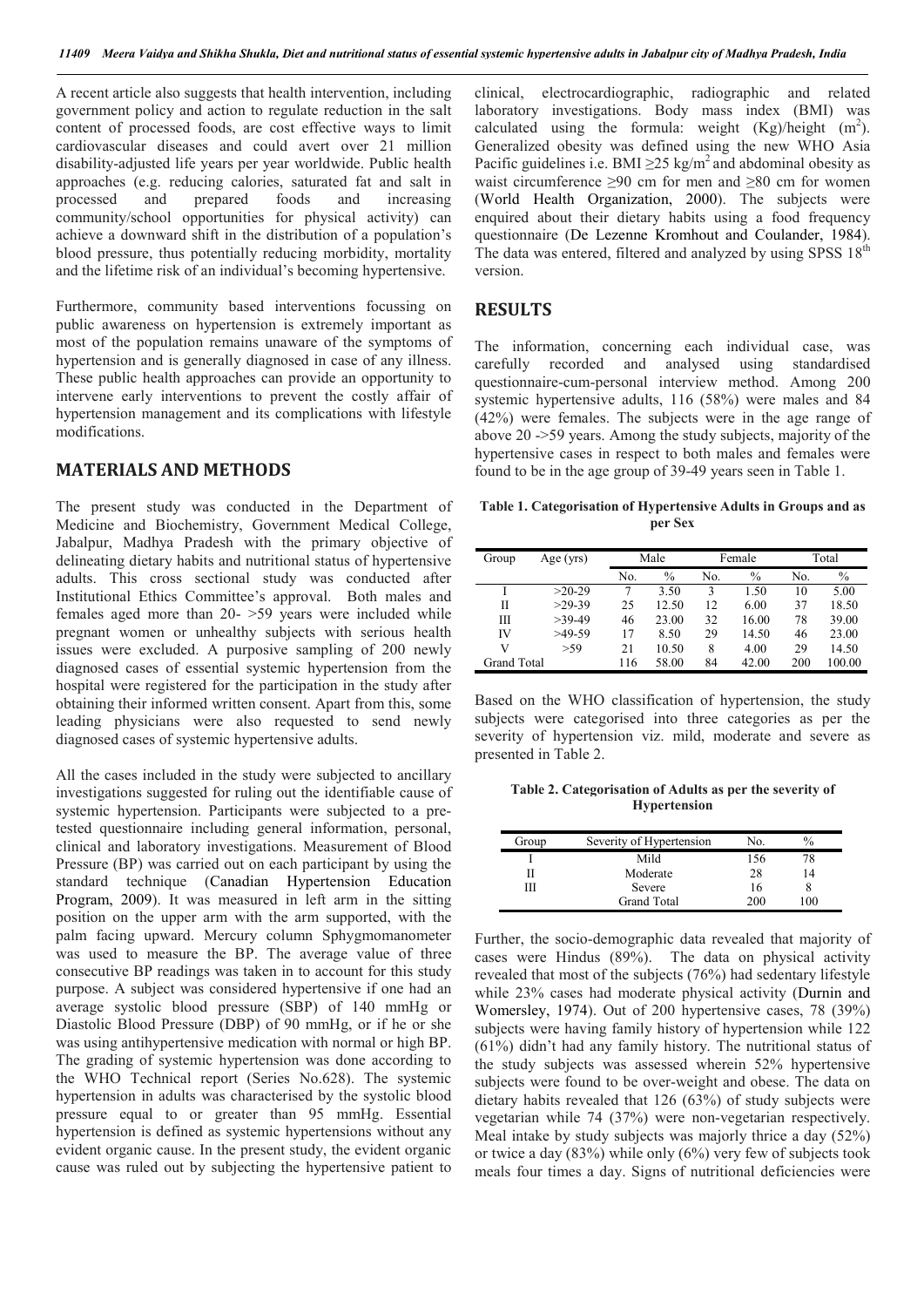A recent article also suggests that health intervention, including government policy and action to regulate reduction in the salt content of processed foods, are cost effective ways to limit cardiovascular diseases and could avert over 21 million disability-adjusted life years per year worldwide. Public health approaches (e.g. reducing calories, saturated fat and salt in processed and prepared foods and increasing community/school opportunities for physical activity) can achieve a downward shift in the distribution of a population's blood pressure, thus potentially reducing morbidity, mortality and the lifetime risk of an individual's becoming hypertensive.

Furthermore, community based interventions focussing on public awareness on hypertension is extremely important as most of the population remains unaware of the symptoms of hypertension and is generally diagnosed in case of any illness. These public health approaches can provide an opportunity to intervene early interventions to prevent the costly affair of hypertension management and its complications with lifestyle modifications.

## MATERIALS AND METHODS

The present study was conducted in the Department of Medicine and Biochemistry, Government Medical College, Jabalpur, Madhya Pradesh with the primary objective of delineating dietary habits and nutritional status of hypertensive adults. This cross sectional study was conducted after Institutional Ethics Committee's approval. Both males and females aged more than 20- >59 years were included while pregnant women or unhealthy subjects with serious health issues were excluded. A purposive sampling of 200 newly diagnosed cases of essential systemic hypertension from the hospital were registered for the participation in the study after obtaining their informed written consent. Apart from this, some leading physicians were also requested to send newly diagnosed cases of systemic hypertensive adults.

All the cases included in the study were subjected to ancillary investigations suggested for ruling out the identifiable cause of systemic hypertension. Participants were subjected to a pre-tested questionnaire including general information, personal, clinical and laboratory investigations. Measurement of Blood Pressure (BP) was carried out on each participant by using the standard technique (Canadian Hypertension Education Program, 2009). It was measured in left arm in the sitting position on the upper arm with the arm supported, with the palm facing upward. Mercury column Sphygmomanometer was used to measure the BP. The average value of three consecutive BP readings was taken in to account for this study purpose. A subject was considered hypertensive if one had an average systolic blood pressure (SBP) of 140 mmHg or Diastolic Blood Pressure (DBP) of 90 mmHg, or if he or she was using antihypertensive medication with normal or high BP. The grading of systemic hypertension was done according to the WHO Technical report (Series No.628). The systemic hypertension in adults was characterised by the systolic blood pressure equal to or greater than 95 mmHg. Essential hypertension is defined as systemic hypertensions without any evident organic cause. In the present study, the evident organic cause was ruled out by subjecting the hypertensive patient to clinical, electrocardiographic, radiographic and related laboratory investigations. Body mass index (BMI) was calculated using the formula: weight (Kg)/height ($m^2$). Generalized obesity was defined using the new WHO Asia Pacific guidelines i.e. BMI $\geq$25 kg/$m^2$ and abdominal obesity as waist circumference $\geq$90 cm for men and $\geq$80 cm for women (World Health Organization, 2000). The subjects were enquired about their dietary habits using a food frequency questionnaire (De Lezenne Kromhout and Coulander, 1984). The data was entered, filtered and analyzed by using SPSS 18th version.

## RESULTS

The information, concerning each individual case, was carefully recorded and analysed using standardised questionnaire-cum-personal interview method. Among 200 systemic hypertensive adults, 116 (58%) were males and 84 (42%) were females. The subjects were in the age range of above 20 ->59 years. Among the study subjects, majority of the hypertensive cases in respect to both males and females were found to be in the age group of 39-49 years seen in Table 1.

**Table 1. Categorisation of Hypertensive Adults in Groups and as per Sex**

| Group | Age (yrs) | Male | | Female | | Total | |
|---|---|---|---|---|---|---|---|
| | | No. | % | No. | % | No. | % |
| I | >20-29 | 7 | 3.50 | 3 | 1.50 | 10 | 5.00 |
| II | >29-39 | 25 | 12.50 | 12 | 6.00 | 37 | 18.50 |
| III | >39-49 | 46 | 23.00 | 32 | 16.00 | 78 | 39.00 |
| IV | >49-59 | 17 | 8.50 | 29 | 14.50 | 46 | 23.00 |
| V | >59 | 21 | 10.50 | 8 | 4.00 | 29 | 14.50 |
| Grand Total | | 116 | 58.00 | 84 | 42.00 | 200 | 100.00 |

Based on the WHO classification of hypertension, the study subjects were categorised into three categories as per the severity of hypertension viz. mild, moderate and severe as presented in Table 2.

**Table 2. Categorisation of Adults as per the severity of Hypertension**

| Group | Severity of Hypertension | No. | % |
|---|---|---|---|
| I | Mild | 156 | 78 |
| II | Moderate | 28 | 14 |
| III | Severe | 16 | 8 |
| | Grand Total | 200 | 100 |

Further, the socio-demographic data revealed that majority of cases were Hindus (89%). The data on physical activity revealed that most of the subjects (76%) had sedentary lifestyle while 23% cases had moderate physical activity (Durnin and Womersley, 1974). Out of 200 hypertensive cases, 78 (39%) subjects were having family history of hypertension while 122 (61%) didn't had any family history. The nutritional status of the study subjects was assessed wherein 52% hypertensive subjects were found to be over-weight and obese. The data on dietary habits revealed that 126 (63%) of study subjects were vegetarian while 74 (37%) were non-vegetarian respectively. Meal intake by study subjects was majorly thrice a day (52%) or twice a day (83%) while only (6%) very few of subjects took meals four times a day. Signs of nutritional deficiencies were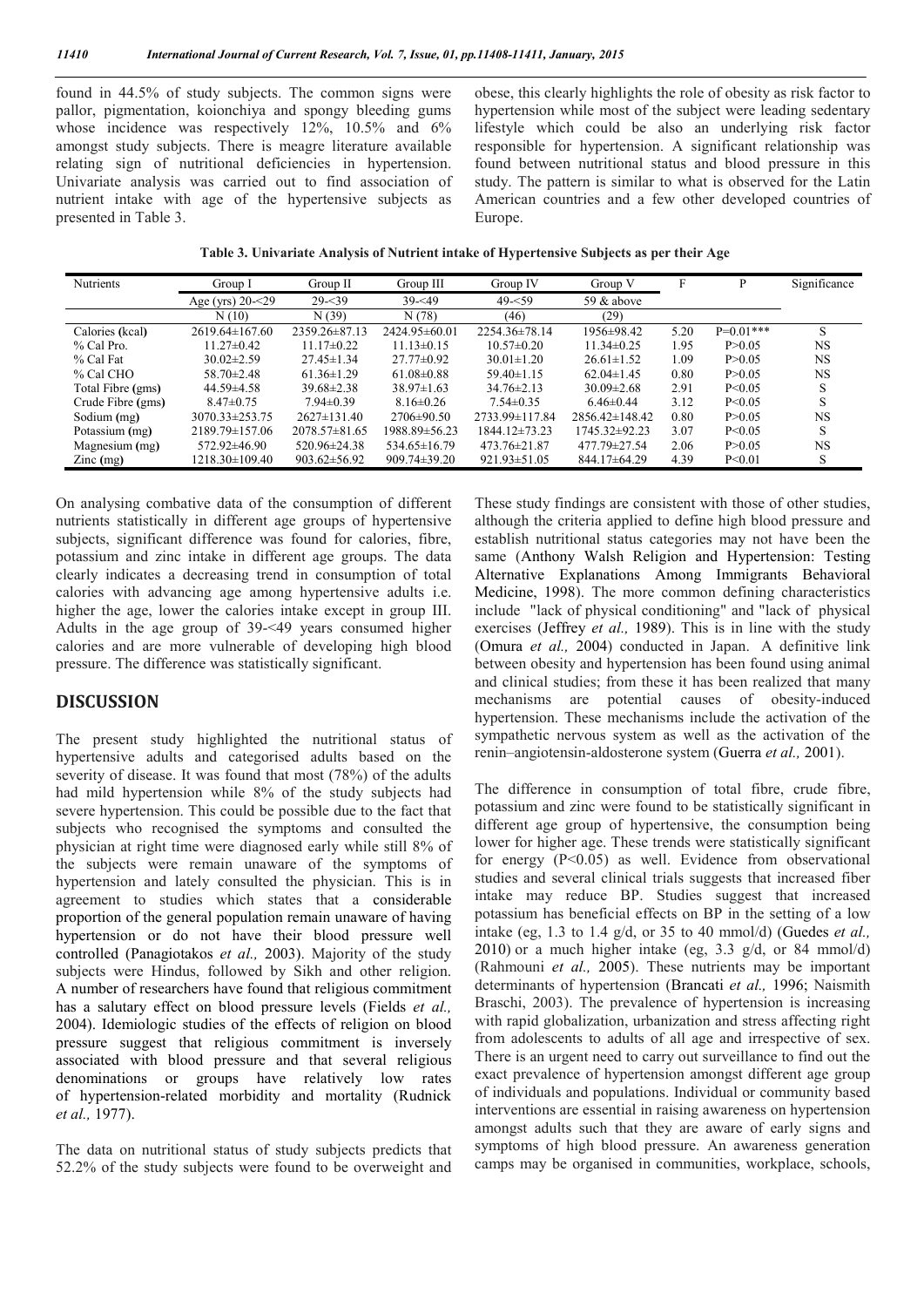found in 44.5% of study subjects. The common signs were pallor, pigmentation, koionchiya and spongy bleeding gums whose incidence was respectively 12%, 10.5% and 6% amongst study subjects. There is meagre literature available relating sign of nutritional deficiencies in hypertension. Univariate analysis was carried out to find association of nutrient intake with age of the hypertensive subjects as presented in Table 3.

**Table 3. Univariate Analysis of Nutrient intake of Hypertensive Subjects as per their Age**

| Nutrients | Group I | Group II | Group III | Group IV | Group V | F | P | Significance |
|---|---|---|---|---|---|---|---|---|
| | Age (yrs) 20-<29 | 29-<39 | 39-<49 | 49-<59 | 59 & above | | | |
| | N (10) | N (39) | N (78) | (46) | (29) | | | |
| Calories (kcal) | 2619.64±167.60 | 2359.26±87.13 | 2424.95±60.01 | 2254.36±78.14 | 1956±98.42 | 5.20 | P=0.01*** | S |
| % Cal Pro. | 11.27±0.42 | 11.17±0.22 | 11.13±0.15 | 10.57±0.20 | 11.34±0.25 | 1.95 | P>0.05 | NS |
| % Cal Fat | 30.02±2.59 | 27.45±1.34 | 27.77±0.92 | 30.01±1.20 | 26.61±1.52 | 1.09 | P>0.05 | NS |
| % Cal CHO | 58.70±2.48 | 61.36±1.29 | 61.08±0.88 | 59.40±1.15 | 62.04±1.45 | 0.80 | P>0.05 | NS |
| Total Fibre (gms) | 44.59±4.58 | 39.68±2.38 | 38.97±1.63 | 34.76±2.13 | 30.09±2.68 | 2.91 | P<0.05 | S |
| Crude Fibre (gms) | 8.47±0.75 | 7.94±0.39 | 8.16±0.26 | 7.54±0.35 | 6.46±0.44 | 3.12 | P<0.05 | S |
| Sodium (mg) | 3070.33±253.75 | 2627±131.40 | 2706±90.50 | 2733.99±117.84 | 2856.42±148.42 | 0.80 | P>0.05 | NS |
| Potassium (mg) | 2189.79±157.06 | 2078.57±81.65 | 1988.89±56.23 | 1844.12±73.23 | 1745.32±92.23 | 3.07 | P<0.05 | S |
| Magnesium (mg) | 572.92±46.90 | 520.96±24.38 | 534.65±16.79 | 473.76±21.87 | 477.79±27.54 | 2.06 | P>0.05 | NS |
| Zinc (mg) | 1218.30±109.40 | 903.62±56.92 | 909.74±39.20 | 921.93±51.05 | 844.17±64.29 | 4.39 | P<0.01 | S |

On analysing combative data of the consumption of different nutrients statistically in different age groups of hypertensive subjects, significant difference was found for calories, fibre, potassium and zinc intake in different age groups. The data clearly indicates a decreasing trend in consumption of total calories with advancing age among hypertensive adults i.e. higher the age, lower the calories intake except in group III. Adults in the age group of 39-<49 years consumed higher calories and are more vulnerable of developing high blood pressure. The difference was statistically significant.

## DISCUSSION

The present study highlighted the nutritional status of hypertensive adults and categorised adults based on the severity of disease. It was found that most (78%) of the adults had mild hypertension while 8% of the study subjects had severe hypertension. This could be possible due to the fact that subjects who recognised the symptoms and consulted the physician at right time were diagnosed early while still 8% of the subjects were remain unaware of the symptoms of hypertension and lately consulted the physician. This is in agreement to studies which states that a considerable proportion of the general population remain unaware of having hypertension or do not have their blood pressure well controlled (Panagiotakos *et al.,* 2003). Majority of the study subjects were Hindus, followed by Sikh and other religion. A number of researchers have found that religious commitment has a salutary effect on blood pressure levels (Fields *et al.,* 2004). Idemiologic studies of the effects of religion on blood pressure suggest that religious commitment is inversely associated with blood pressure and that several religious denominations or groups have relatively low rates of hypertension-related morbidity and mortality (Rudnick *et al.,* 1977).

The data on nutritional status of study subjects predicts that 52.2% of the study subjects were found to be overweight and obese, this clearly highlights the role of obesity as risk factor to hypertension while most of the subject were leading sedentary lifestyle which could be also an underlying risk factor responsible for hypertension. A significant relationship was found between nutritional status and blood pressure in this study. The pattern is similar to what is observed for the Latin American countries and a few other developed countries of Europe.

These study findings are consistent with those of other studies, although the criteria applied to define high blood pressure and establish nutritional status categories may not have been the same (Anthony Walsh Religion and Hypertension: Testing Alternative Explanations Among Immigrants Behavioral Medicine, 1998). The more common defining characteristics include "lack of physical conditioning" and "lack of physical exercises (Jeffrey *et al.,* 1989). This is in line with the study (Omura *et al.,* 2004) conducted in Japan. A definitive link between obesity and hypertension has been found using animal and clinical studies; from these it has been realized that many mechanisms are potential causes of obesity-induced hypertension. These mechanisms include the activation of the sympathetic nervous system as well as the activation of the renin–angiotensin-aldosterone system (Guerra *et al.,* 2001).

The difference in consumption of total fibre, crude fibre, potassium and zinc were found to be statistically significant in different age group of hypertensive, the consumption being lower for higher age. These trends were statistically significant for energy ($P<0.05$) as well. Evidence from observational studies and several clinical trials suggests that increased fiber intake may reduce BP. Studies suggest that increased potassium has beneficial effects on BP in the setting of a low intake (eg, 1.3 to 1.4 g/d, or 35 to 40 mmol/d) (Guedes *et al.,* 2010) or a much higher intake (eg, 3.3 g/d, or 84 mmol/d) (Rahmouni *et al.,* 2005). These nutrients may be important determinants of hypertension (Brancati *et al.,* 1996; Naismith Braschi, 2003). The prevalence of hypertension is increasing with rapid globalization, urbanization and stress affecting right from adolescents to adults of all age and irrespective of sex. There is an urgent need to carry out surveillance to find out the exact prevalence of hypertension amongst different age group of individuals and populations. Individual or community based interventions are essential in raising awareness on hypertension amongst adults such that they are aware of early signs and symptoms of high blood pressure. An awareness generation camps may be organised in communities, workplace, schools,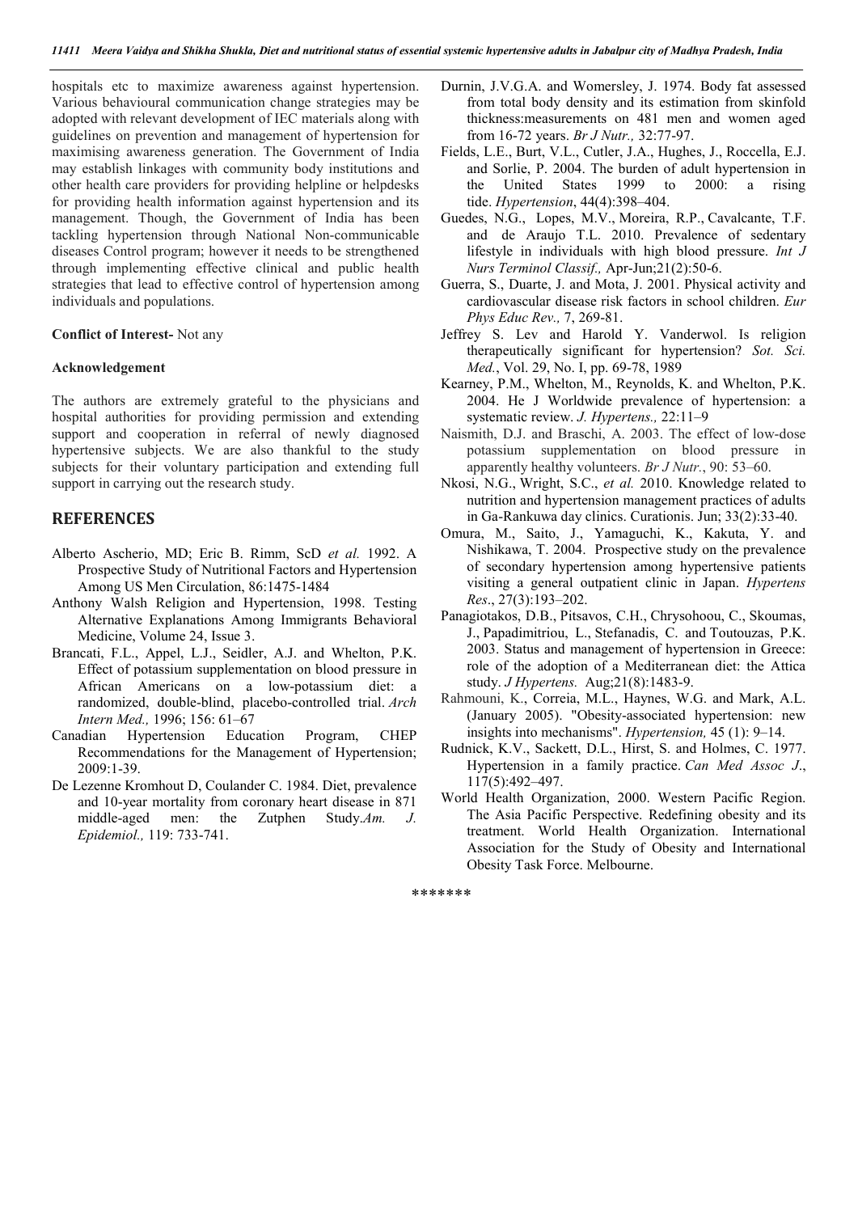hospitals etc to maximize awareness against hypertension. Various behavioural communication change strategies may be adopted with relevant development of IEC materials along with guidelines on prevention and management of hypertension for maximising awareness generation. The Government of India may establish linkages with community body institutions and other health care providers for providing helpline or helpdesks for providing health information against hypertension and its management. Though, the Government of India has been tackling hypertension through National Non-communicable diseases Control program; however it needs to be strengthened through implementing effective clinical and public health strategies that lead to effective control of hypertension among individuals and populations.

**Conflict of Interest-** Not any

**Acknowledgement**

The authors are extremely grateful to the physicians and hospital authorities for providing permission and extending support and cooperation in referral of newly diagnosed hypertensive subjects. We are also thankful to the study subjects for their voluntary participation and extending full support in carrying out the research study.

## REFERENCES

Alberto Ascherio, MD; Eric B. Rimm, ScD *et al.* 1992. A Prospective Study of Nutritional Factors and Hypertension Among US Men Circulation, 86:1475-1484

Anthony Walsh Religion and Hypertension, 1998. Testing Alternative Explanations Among Immigrants Behavioral Medicine, Volume 24, Issue 3.

Brancati, F.L., Appel, L.J., Seidler, A.J. and Whelton, P.K. Effect of potassium supplementation on blood pressure in African Americans on a low-potassium diet: a randomized, double-blind, placebo-controlled trial. *Arch Intern Med.,* 1996; 156: 61–67

Canadian Hypertension Education Program, CHEP Recommendations for the Management of Hypertension; 2009:1-39.

De Lezenne Kromhout D, Coulander C. 1984. Diet, prevalence and 10-year mortality from coronary heart disease in 871 middle-aged men: the Zutphen Study.*Am. J. Epidemiol.,* 119: 733-741.

Durnin, J.V.G.A. and Womersley, J. 1974. Body fat assessed from total body density and its estimation from skinfold thickness:measurements on 481 men and women aged from 16-72 years. *Br J Nutr.,* 32:77-97.

Fields, L.E., Burt, V.L., Cutler, J.A., Hughes, J., Roccella, E.J. and Sorlie, P. 2004. The burden of adult hypertension in the United States 1999 to 2000: a rising tide. *Hypertension*, 44(4):398–404.

Guedes, N.G., Lopes, M.V., Moreira, R.P., Cavalcante, T.F. and de Araujo T.L. 2010. Prevalence of sedentary lifestyle in individuals with high blood pressure. *Int J Nurs Terminol Classif.,* Apr-Jun;21(2):50-6.

Guerra, S., Duarte, J. and Mota, J. 2001. Physical activity and cardiovascular disease risk factors in school children. *Eur Phys Educ Rev.,* 7, 269-81.

Jeffrey S. Lev and Harold Y. Vanderwol. Is religion therapeutically significant for hypertension? *Sot. Sci. Med.*, Vol. 29, No. I, pp. 69-78, 1989

Kearney, P.M., Whelton, M., Reynolds, K. and Whelton, P.K. 2004. He J Worldwide prevalence of hypertension: a systematic review. *J. Hypertens.,* 22:11–9

Naismith, D.J. and Braschi, A. 2003. The effect of low-dose potassium supplementation on blood pressure in apparently healthy volunteers. *Br J Nutr.*, 90: 53–60.

Nkosi, N.G., Wright, S.C., *et al.* 2010. Knowledge related to nutrition and hypertension management practices of adults in Ga-Rankuwa day clinics. Curationis. Jun; 33(2):33-40.

Omura, M., Saito, J., Yamaguchi, K., Kakuta, Y. and Nishikawa, T. 2004. Prospective study on the prevalence of secondary hypertension among hypertensive patients visiting a general outpatient clinic in Japan. *Hypertens Res*., 27(3):193–202.

Panagiotakos, D.B., Pitsavos, C.H., Chrysohoou, C., Skoumas, J., Papadimitriou, L., Stefanadis, C. and Toutouzas, P.K. 2003. Status and management of hypertension in Greece: role of the adoption of a Mediterranean diet: the Attica study. *J Hypertens.* Aug;21(8):1483-9.

Rahmouni, K., Correia, M.L., Haynes, W.G. and Mark, A.L. (January 2005). "Obesity-associated hypertension: new insights into mechanisms". *Hypertension,* 45 (1): 9–14.

Rudnick, K.V., Sackett, D.L., Hirst, S. and Holmes, C. 1977. Hypertension in a family practice. *Can Med Assoc J*., 117(5):492–497.

World Health Organization, 2000. Western Pacific Region. The Asia Pacific Perspective. Redefining obesity and its treatment. World Health Organization. International Association for the Study of Obesity and International Obesity Task Force. Melbourne.

\*\*\*\*\*\*\*